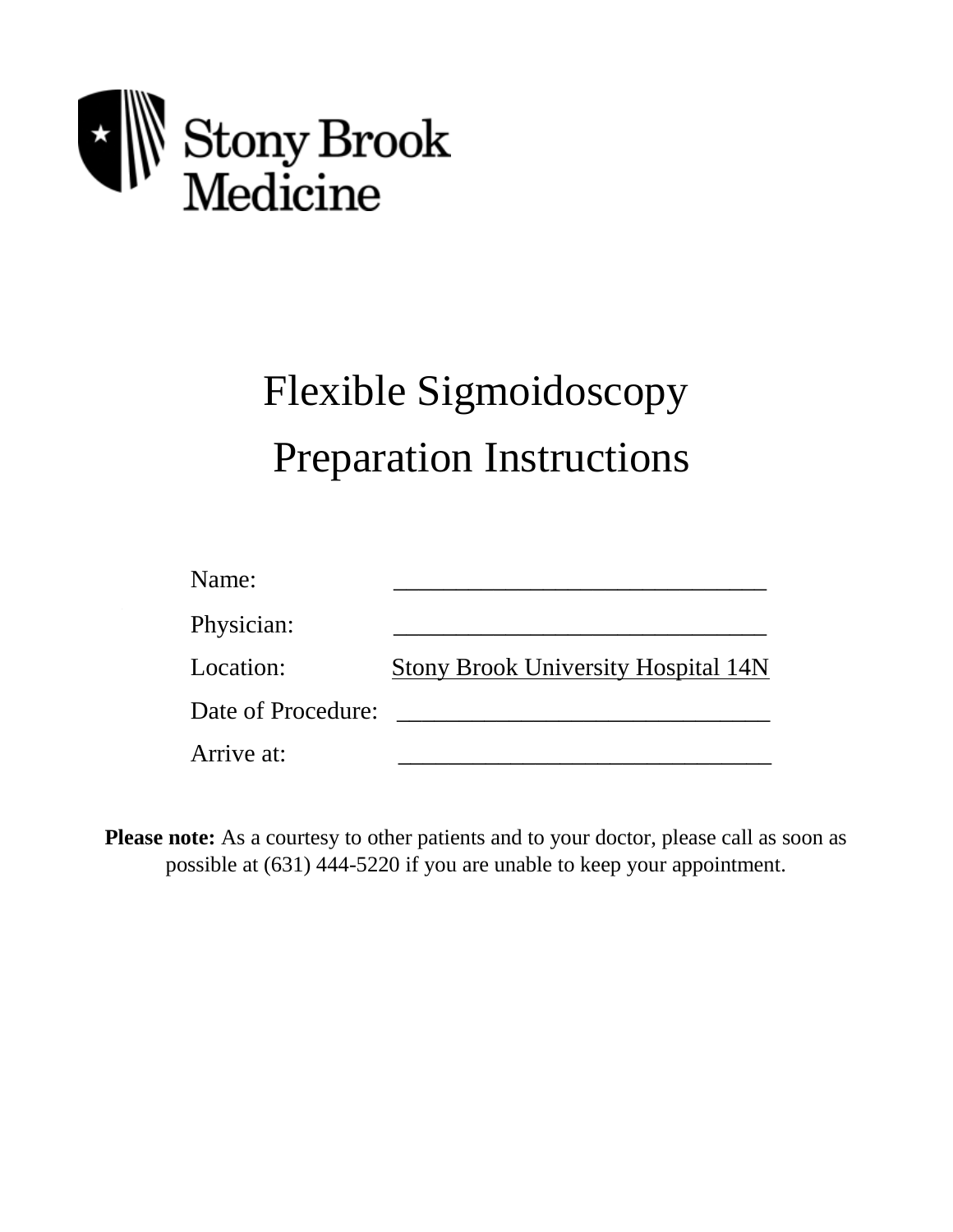Stony Brook Medicine

# Flexible Sigmoidoscopy Preparation Instructions

Name: ______________________________

Physician: ______________________________

Location: Stony Brook University Hospital 14N

Date of Procedure: ______________________________

Arrive at: ______________________________

**Please note:** As a courtesy to other patients and to your doctor, please call as soon as possible at (631) 444-5220 if you are unable to keep your appointment.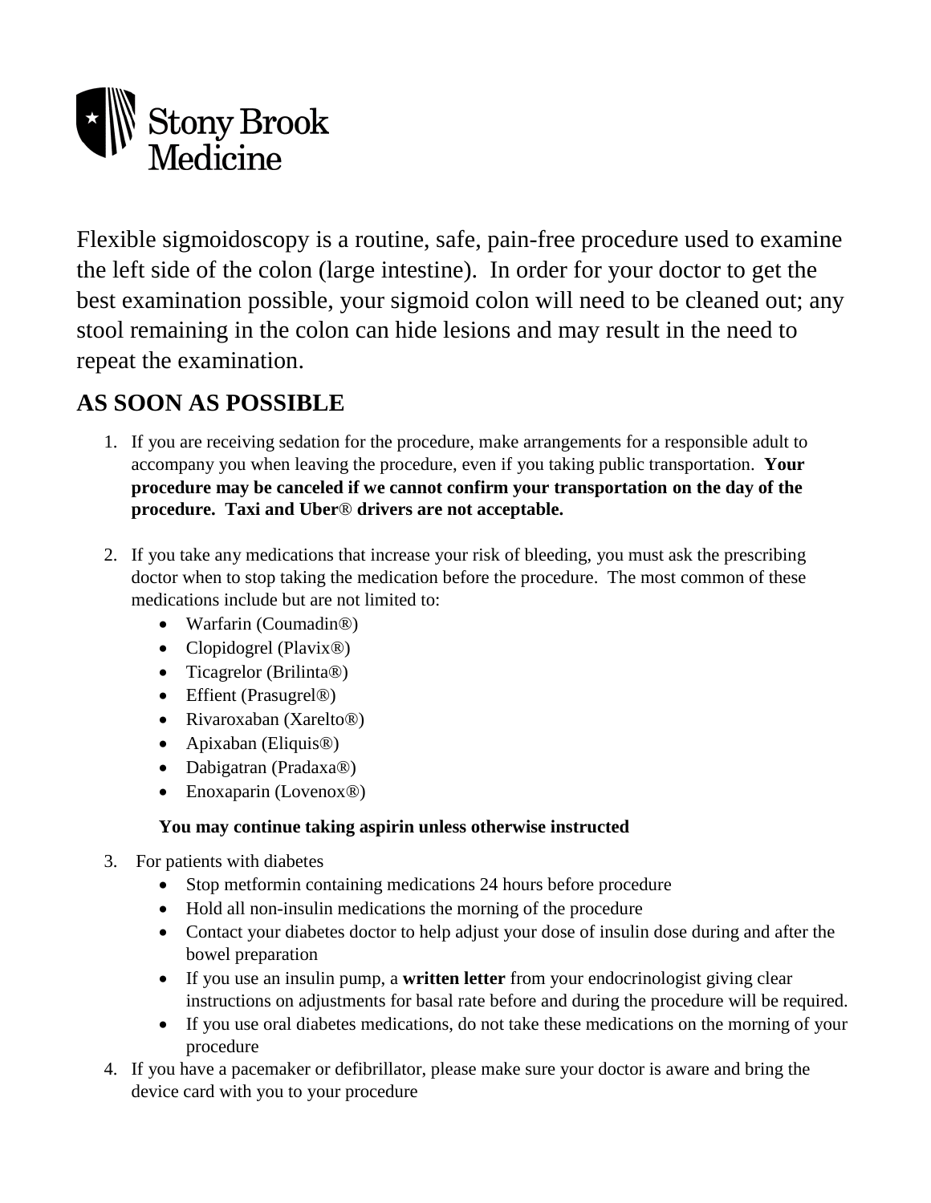Stony Brook Medicine

Flexible sigmoidoscopy is a routine, safe, pain-free procedure used to examine the left side of the colon (large intestine). In order for your doctor to get the best examination possible, your sigmoid colon will need to be cleaned out; any stool remaining in the colon can hide lesions and may result in the need to repeat the examination.

## AS SOON AS POSSIBLE

1. If you are receiving sedation for the procedure, make arrangements for a responsible adult to accompany you when leaving the procedure, even if you taking public transportation. **Your procedure may be canceled if we cannot confirm your transportation on the day of the procedure. Taxi and Uber® drivers are not acceptable.**

2. If you take any medications that increase your risk of bleeding, you must ask the prescribing doctor when to stop taking the medication before the procedure. The most common of these medications include but are not limited to:
   - Warfarin (Coumadin®)
   - Clopidogrel (Plavix®)
   - Ticagrelor (Brilinta®)
   - Effient (Prasugrel®)
   - Rivaroxaban (Xarelto®)
   - Apixaban (Eliquis®)
   - Dabigatran (Pradaxa®)
   - Enoxaparin (Lovenox®)

   **You may continue taking aspirin unless otherwise instructed**

3. For patients with diabetes
   - Stop metformin containing medications 24 hours before procedure
   - Hold all non-insulin medications the morning of the procedure
   - Contact your diabetes doctor to help adjust your dose of insulin dose during and after the bowel preparation
   - If you use an insulin pump, a **written letter** from your endocrinologist giving clear instructions on adjustments for basal rate before and during the procedure will be required.
   - If you use oral diabetes medications, do not take these medications on the morning of your procedure

4. If you have a pacemaker or defibrillator, please make sure your doctor is aware and bring the device card with you to your procedure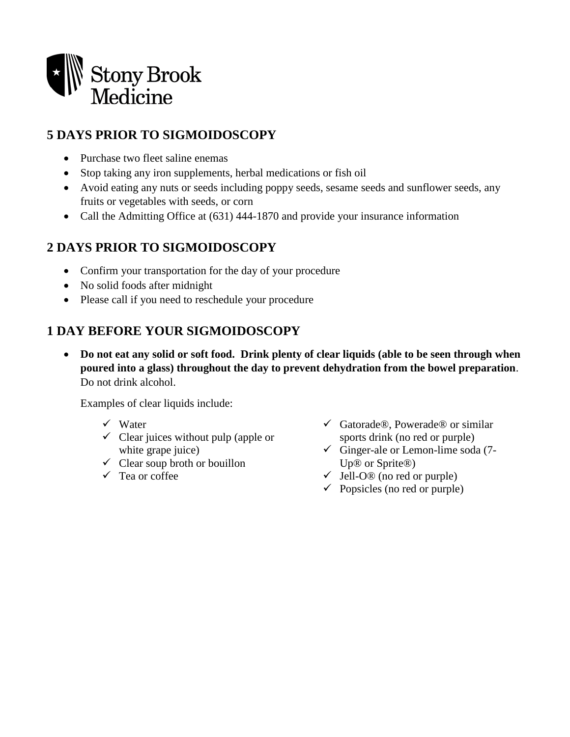Stony Brook Medicine

## 5 DAYS PRIOR TO SIGMOIDOSCOPY

- Purchase two fleet saline enemas
- Stop taking any iron supplements, herbal medications or fish oil
- Avoid eating any nuts or seeds including poppy seeds, sesame seeds and sunflower seeds, any fruits or vegetables with seeds, or corn
- Call the Admitting Office at (631) 444-1870 and provide your insurance information

## 2 DAYS PRIOR TO SIGMOIDOSCOPY

- Confirm your transportation for the day of your procedure
- No solid foods after midnight
- Please call if you need to reschedule your procedure

## 1 DAY BEFORE YOUR SIGMOIDOSCOPY

- **Do not eat any solid or soft food. Drink plenty of clear liquids (able to be seen through when poured into a glass) throughout the day to prevent dehydration from the bowel preparation**. Do not drink alcohol.

  Examples of clear liquids include:

  - ✓ Water
  - ✓ Clear juices without pulp (apple or white grape juice)
  - ✓ Clear soup broth or bouillon
  - ✓ Tea or coffee
  - ✓ Gatorade®, Powerade® or similar sports drink (no red or purple)
  - ✓ Ginger-ale or Lemon-lime soda (7-Up® or Sprite®)
  - ✓ Jell-O® (no red or purple)
  - ✓ Popsicles (no red or purple)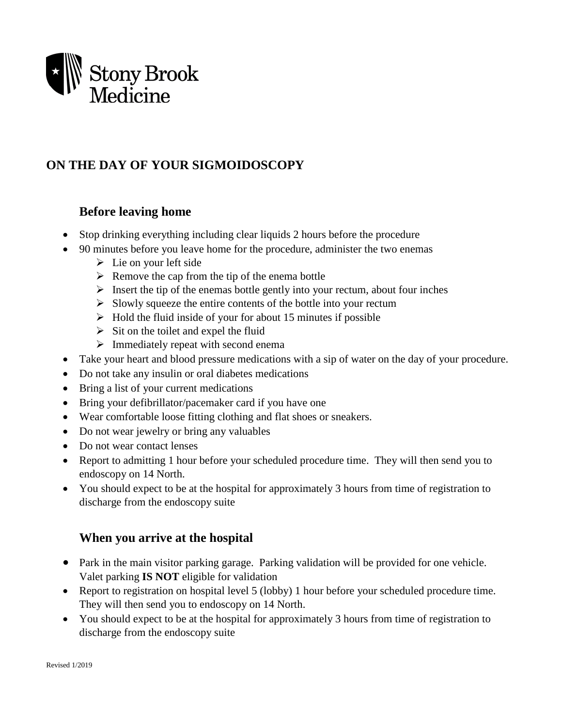Stony Brook Medicine

# ON THE DAY OF YOUR SIGMOIDOSCOPY

## Before leaving home

- Stop drinking everything including clear liquids 2 hours before the procedure
- 90 minutes before you leave home for the procedure, administer the two enemas
    - Lie on your left side
    - Remove the cap from the tip of the enema bottle
    - Insert the tip of the enemas bottle gently into your rectum, about four inches
    - Slowly squeeze the entire contents of the bottle into your rectum
    - Hold the fluid inside of your for about 15 minutes if possible
    - Sit on the toilet and expel the fluid
    - Immediately repeat with second enema
- Take your heart and blood pressure medications with a sip of water on the day of your procedure.
- Do not take any insulin or oral diabetes medications
- Bring a list of your current medications
- Bring your defibrillator/pacemaker card if you have one
- Wear comfortable loose fitting clothing and flat shoes or sneakers.
- Do not wear jewelry or bring any valuables
- Do not wear contact lenses
- Report to admitting 1 hour before your scheduled procedure time. They will then send you to endoscopy on 14 North.
- You should expect to be at the hospital for approximately 3 hours from time of registration to discharge from the endoscopy suite

## When you arrive at the hospital

- Park in the main visitor parking garage. Parking validation will be provided for one vehicle. Valet parking **IS NOT** eligible for validation
- Report to registration on hospital level 5 (lobby) 1 hour before your scheduled procedure time. They will then send you to endoscopy on 14 North.
- You should expect to be at the hospital for approximately 3 hours from time of registration to discharge from the endoscopy suite

Revised 1/2019